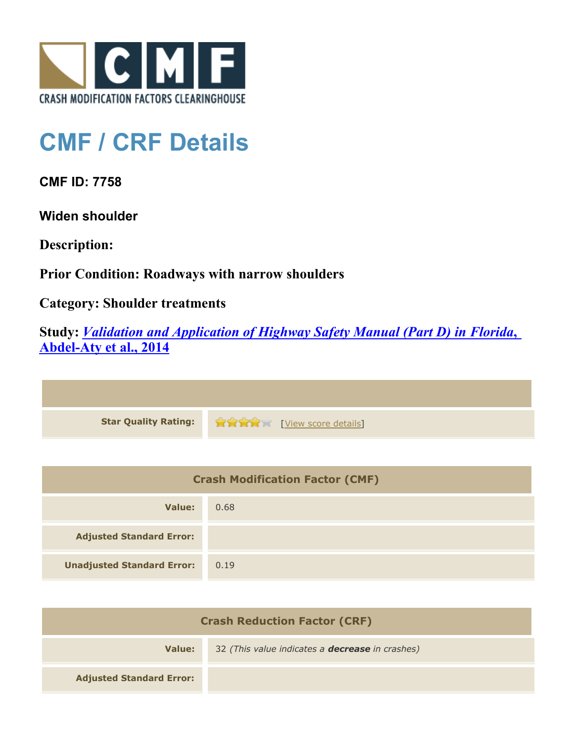CRASH MODIFICATION FACTORS CLEARINGHOUSE

# CMF / CRF Details

### CMF ID: 7758

### Widen shoulder

**Description:**

**Prior Condition: Roadways with narrow shoulders**

**Category: Shoulder treatments**

**Study:** ***Validation and Application of Highway Safety Manual (Part D) in Florida, Abdel-Aty et al., 2014***

| | |
|---|---|
| **Star Quality Rating:** | 4 stars [View score details] |

| Crash Modification Factor (CMF) | |
|---|---|
| **Value:** | 0.68 |
| **Adjusted Standard Error:** | |
| **Unadjusted Standard Error:** | 0.19 |

| Crash Reduction Factor (CRF) | |
|---|---|
| **Value:** | 32 *(This value indicates a **decrease** in crashes)* |
| **Adjusted Standard Error:** | |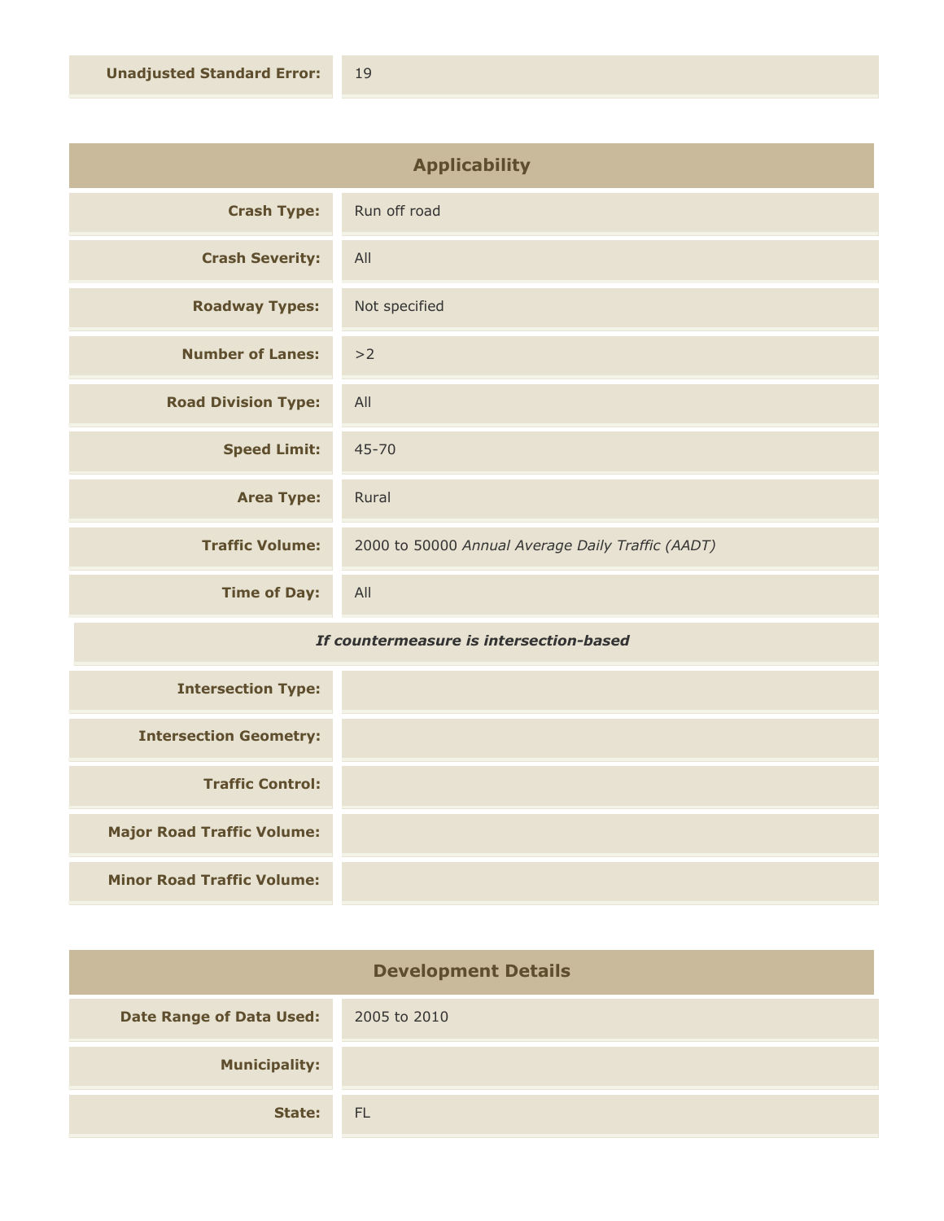| | |
|---|---|
| **Unadjusted Standard Error:** | 19 |

## Applicability

| | |
|---|---|
| **Crash Type:** | Run off road |
| **Crash Severity:** | All |
| **Roadway Types:** | Not specified |
| **Number of Lanes:** | >2 |
| **Road Division Type:** | All |
| **Speed Limit:** | 45-70 |
| **Area Type:** | Rural |
| **Traffic Volume:** | 2000 to 50000 *Annual Average Daily Traffic (AADT)* |
| **Time of Day:** | All |

***If countermeasure is intersection-based***

| | |
|---|---|
| **Intersection Type:** | |
| **Intersection Geometry:** | |
| **Traffic Control:** | |
| **Major Road Traffic Volume:** | |
| **Minor Road Traffic Volume:** | |

## Development Details

| | |
|---|---|
| **Date Range of Data Used:** | 2005 to 2010 |
| **Municipality:** | |
| **State:** | FL |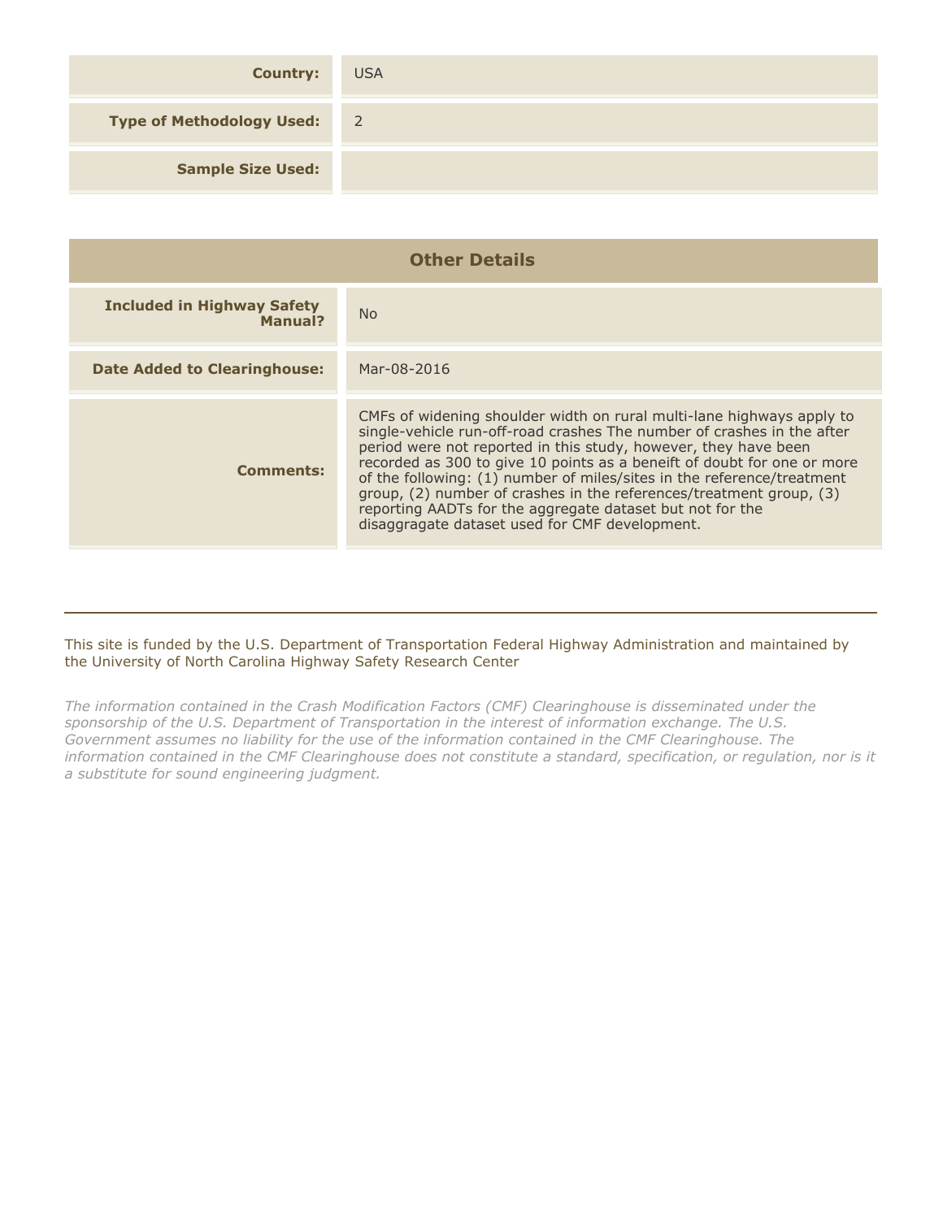| | |
|---|---|
| **Country:** | USA |
| **Type of Methodology Used:** | 2 |
| **Sample Size Used:** | |

## Other Details

| | |
|---|---|
| **Included in Highway Safety Manual?** | No |
| **Date Added to Clearinghouse:** | Mar-08-2016 |
| **Comments:** | CMFs of widening shoulder width on rural multi-lane highways apply to single-vehicle run-off-road crashes The number of crashes in the after period were not reported in this study, however, they have been recorded as 300 to give 10 points as a beneift of doubt for one or more of the following: (1) number of miles/sites in the reference/treatment group, (2) number of crashes in the references/treatment group, (3) reporting AADTs for the aggregate dataset but not for the disaggragate dataset used for CMF development. |

---

This site is funded by the U.S. Department of Transportation Federal Highway Administration and maintained by the University of North Carolina Highway Safety Research Center

*The information contained in the Crash Modification Factors (CMF) Clearinghouse is disseminated under the sponsorship of the U.S. Department of Transportation in the interest of information exchange. The U.S. Government assumes no liability for the use of the information contained in the CMF Clearinghouse. The information contained in the CMF Clearinghouse does not constitute a standard, specification, or regulation, nor is it a substitute for sound engineering judgment.*